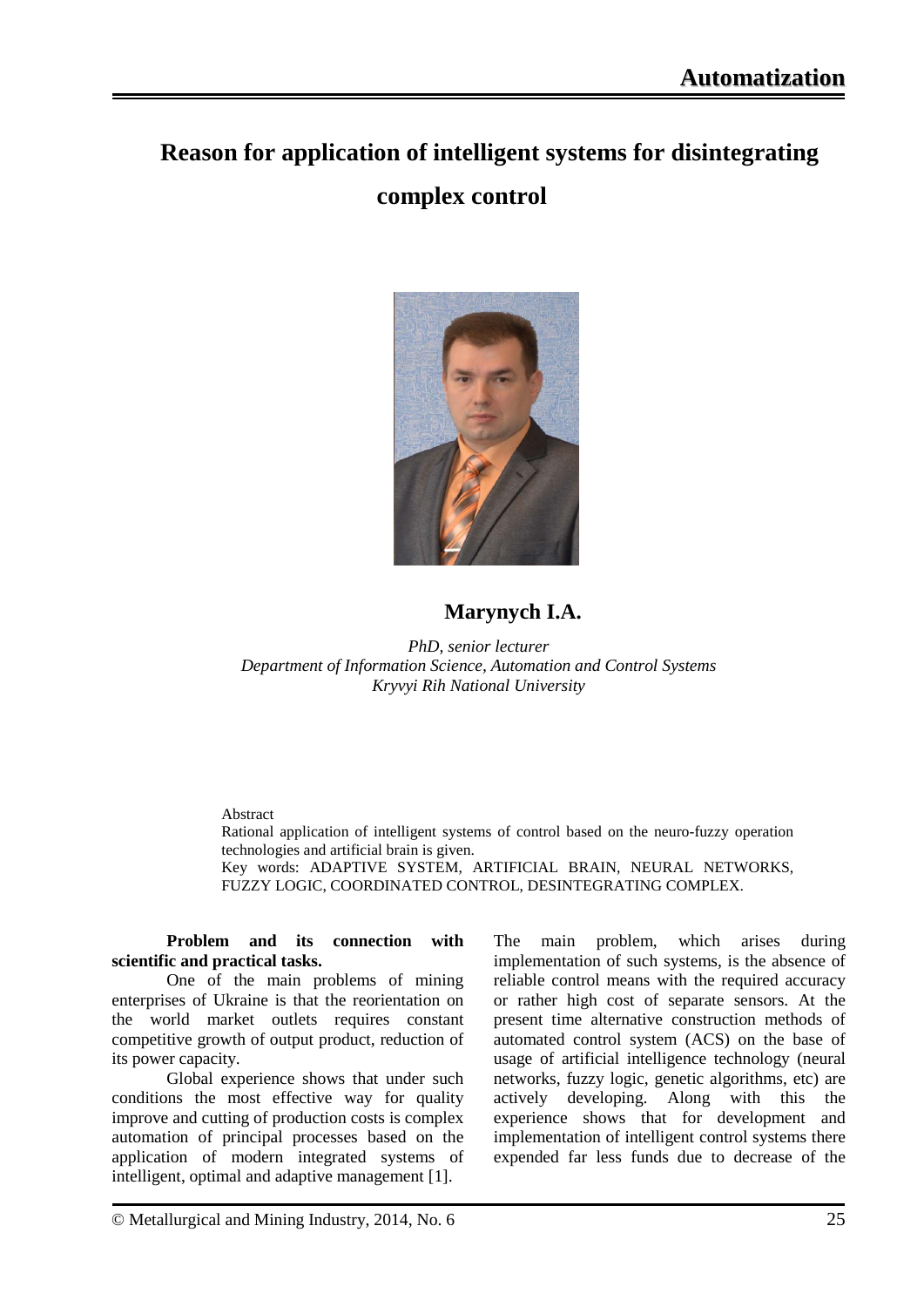# Reason for application of intelligent systems for disintegrating complex control

**Marynych I.A.**

*PhD, senior lecturer*
*Department of Information Science, Automation and Control Systems*
*Kryvyi Rih National University*

Abstract
Rational application of intelligent systems of control based on the neuro-fuzzy operation technologies and artificial brain is given.
Key words: ADAPTIVE SYSTEM, ARTIFICIAL BRAIN, NEURAL NETWORKS, FUZZY LOGIC, COORDINATED CONTROL, DESINTEGRATING COMPLEX.

**Problem and its connection with scientific and practical tasks.**

One of the main problems of mining enterprises of Ukraine is that the reorientation on the world market outlets requires constant competitive growth of output product, reduction of its power capacity.

Global experience shows that under such conditions the most effective way for quality improve and cutting of production costs is complex automation of principal processes based on the application of modern integrated systems of intelligent, optimal and adaptive management [1].

The main problem, which arises during implementation of such systems, is the absence of reliable control means with the required accuracy or rather high cost of separate sensors. At the present time alternative construction methods of automated control system (ACS) on the base of usage of artificial intelligence technology (neural networks, fuzzy logic, genetic algorithms, etc) are actively developing. Along with this the experience shows that for development and implementation of intelligent control systems there expended far less funds due to decrease of the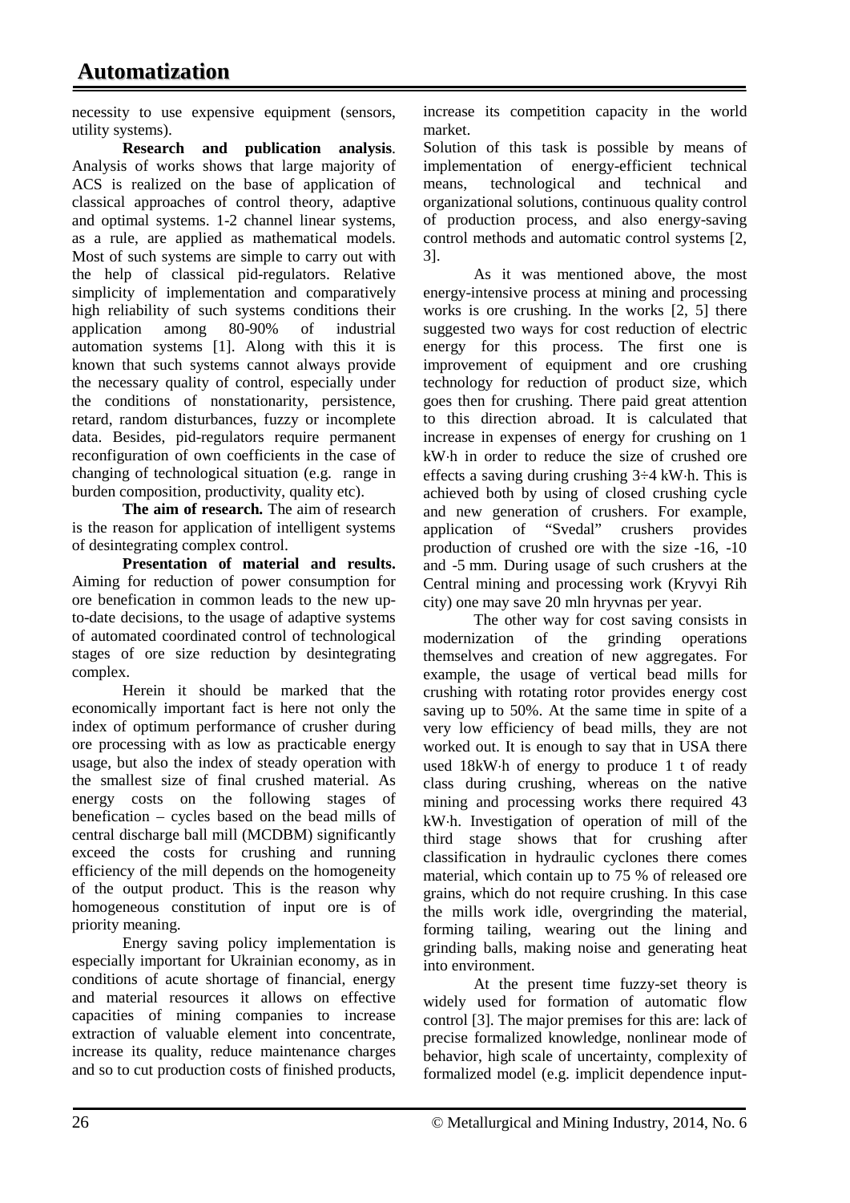necessity to use expensive equipment (sensors, utility systems).

**Research and publication analysis**. Analysis of works shows that large majority of ACS is realized on the base of application of classical approaches of control theory, adaptive and optimal systems. 1-2 channel linear systems, as a rule, are applied as mathematical models. Most of such systems are simple to carry out with the help of classical pid-regulators. Relative simplicity of implementation and comparatively high reliability of such systems conditions their application among 80-90% of industrial automation systems [1]. Along with this it is known that such systems cannot always provide the necessary quality of control, especially under the conditions of nonstationarity, persistence, retard, random disturbances, fuzzy or incomplete data. Besides, pid-regulators require permanent reconfiguration of own coefficients in the case of changing of technological situation (e.g. range in burden composition, productivity, quality etc).

**The aim of research.** The aim of research is the reason for application of intelligent systems of desintegrating complex control.

**Presentation of material and results.** Aiming for reduction of power consumption for ore benefication in common leads to the new up-to-date decisions, to the usage of adaptive systems of automated coordinated control of technological stages of ore size reduction by desintegrating complex.

Herein it should be marked that the economically important fact is here not only the index of optimum performance of crusher during ore processing with as low as practicable energy usage, but also the index of steady operation with the smallest size of final crushed material. As energy costs on the following stages of benefication – cycles based on the bead mills of central discharge ball mill (MCDBM) significantly exceed the costs for crushing and running efficiency of the mill depends on the homogeneity of the output product. This is the reason why homogeneous constitution of input ore is of priority meaning.

Energy saving policy implementation is especially important for Ukrainian economy, as in conditions of acute shortage of financial, energy and material resources it allows on effective capacities of mining companies to increase extraction of valuable element into concentrate, increase its quality, reduce maintenance charges and so to cut production costs of finished products, increase its competition capacity in the world market.

Solution of this task is possible by means of implementation of energy-efficient technical means, technological and technical and organizational solutions, continuous quality control of production process, and also energy-saving control methods and automatic control systems [2, 3].

As it was mentioned above, the most energy-intensive process at mining and processing works is ore crushing. In the works [2, 5] there suggested two ways for cost reduction of electric energy for this process. The first one is improvement of equipment and ore crushing technology for reduction of product size, which goes then for crushing. There paid great attention to this direction abroad. It is calculated that increase in expenses of energy for crushing on 1 kW·h in order to reduce the size of crushed ore effects a saving during crushing 3÷4 kW·h. This is achieved both by using of closed crushing cycle and new generation of crushers. For example, application of "Svedal" crushers provides production of crushed ore with the size -16, -10 and -5 mm. During usage of such crushers at the Central mining and processing work (Kryvyi Rih city) one may save 20 mln hryvnas per year.

The other way for cost saving consists in modernization of the grinding operations themselves and creation of new aggregates. For example, the usage of vertical bead mills for crushing with rotating rotor provides energy cost saving up to 50%. At the same time in spite of a very low efficiency of bead mills, they are not worked out. It is enough to say that in USA there used 18kW·h of energy to produce 1 t of ready class during crushing, whereas on the native mining and processing works there required 43 kW·h. Investigation of operation of mill of the third stage shows that for crushing after classification in hydraulic cyclones there comes material, which contain up to 75 % of released ore grains, which do not require crushing. In this case the mills work idle, overgrinding the material, forming tailing, wearing out the lining and grinding balls, making noise and generating heat into environment.

At the present time fuzzy-set theory is widely used for formation of automatic flow control [3]. The major premises for this are: lack of precise formalized knowledge, nonlinear mode of behavior, high scale of uncertainty, complexity of formalized model (e.g. implicit dependence input-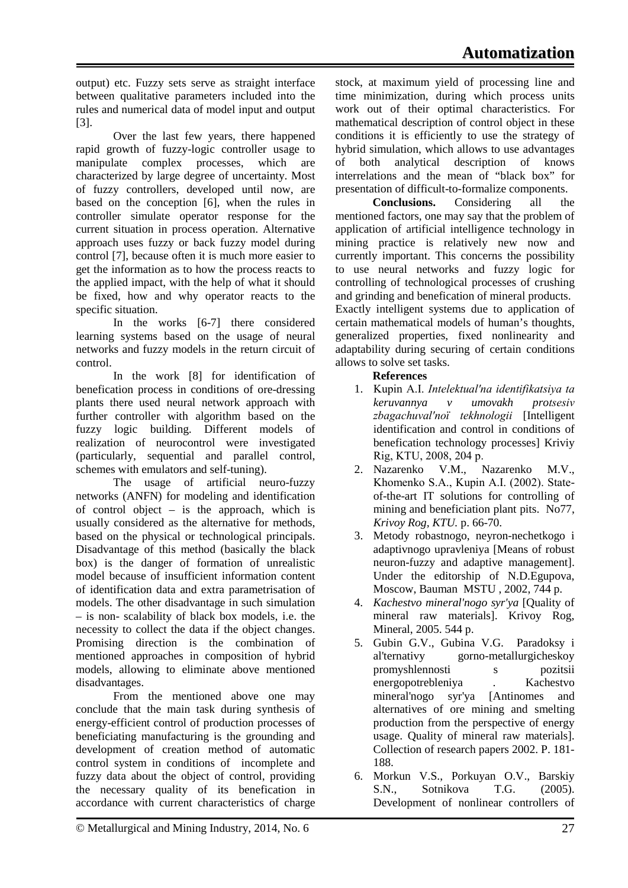output) etc. Fuzzy sets serve as straight interface between qualitative parameters included into the rules and numerical data of model input and output [3].

Over the last few years, there happened rapid growth of fuzzy-logic controller usage to manipulate complex processes, which are characterized by large degree of uncertainty. Most of fuzzy controllers, developed until now, are based on the conception [6], when the rules in controller simulate operator response for the current situation in process operation. Alternative approach uses fuzzy or back fuzzy model during control [7], because often it is much more easier to get the information as to how the process reacts to the applied impact, with the help of what it should be fixed, how and why operator reacts to the specific situation.

In the works [6-7] there considered learning systems based on the usage of neural networks and fuzzy models in the return circuit of control.

In the work [8] for identification of benefication process in conditions of ore-dressing plants there used neural network approach with further controller with algorithm based on the fuzzy logic building. Different models of realization of neurocontrol were investigated (particularly, sequential and parallel control, schemes with emulators and self-tuning).

The usage of artificial neuro-fuzzy networks (ANFN) for modeling and identification of control object – is the approach, which is usually considered as the alternative for methods, based on the physical or technological principals. Disadvantage of this method (basically the black box) is the danger of formation of unrealistic model because of insufficient information content of identification data and extra parametrisation of models. The other disadvantage in such simulation – is non- scalability of black box models, i.e. the necessity to collect the data if the object changes. Promising direction is the combination of mentioned approaches in composition of hybrid models, allowing to eliminate above mentioned disadvantages.

From the mentioned above one may conclude that the main task during synthesis of energy-efficient control of production processes of beneficiating manufacturing is the grounding and development of creation method of automatic control system in conditions of incomplete and fuzzy data about the object of control, providing the necessary quality of its benefication in accordance with current characteristics of charge stock, at maximum yield of processing line and time minimization, during which process units work out of their optimal characteristics. For mathematical description of control object in these conditions it is efficiently to use the strategy of hybrid simulation, which allows to use advantages of both analytical description of knows interrelations and the mean of "black box" for presentation of difficult-to-formalize components.

**Conclusions.** Considering all the mentioned factors, one may say that the problem of application of artificial intelligence technology in mining practice is relatively new now and currently important. This concerns the possibility to use neural networks and fuzzy logic for controlling of technological processes of crushing and grinding and benefication of mineral products. Exactly intelligent systems due to application of certain mathematical models of human's thoughts, generalized properties, fixed nonlinearity and adaptability during securing of certain conditions allows to solve set tasks.

**References**

1. Kupin A.I. *Intelektual'na identifikatsiya ta keruvannya v umovakh protsesiv zbagachuval'noї tekhnologii* [Intelligent identification and control in conditions of benefication technology processes] Kriviy Rig, KTU, 2008, 204 p.
2. Nazarenko V.M., Nazarenko M.V., Khomenko S.A., Kupin A.I. (2002). State-of-the-art IT solutions for controlling of mining and beneficiation plant pits. No77, *Krivoy Rog, KTU.* p. 66-70.
3. Metody robastnogo, neyron-nechetkogo i adaptivnogo upravleniya [Means of robust neuron-fuzzy and adaptive management]. Under the editorship of N.D.Egupova, Moscow, Bauman MSTU , 2002, 744 p.
4. *Kachestvo mineral'nogo syr'ya* [Quality of mineral raw materials]. Krivoy Rog, Mineral, 2005. 544 p.
5. Gubin G.V., Gubina V.G. Paradoksy i al'ternativy gorno-metallurgicheskoy promyshlennosti s pozitsii energopotrebleniya . Kachestvo mineral'nogo syr'ya [Antinomes and alternatives of ore mining and smelting production from the perspective of energy usage. Quality of mineral raw materials]. Collection of research papers 2002. P. 181-188.
6. Morkun V.S., Porkuyan O.V., Barskiy S.N., Sotnikova T.G. (2005). Development of nonlinear controllers of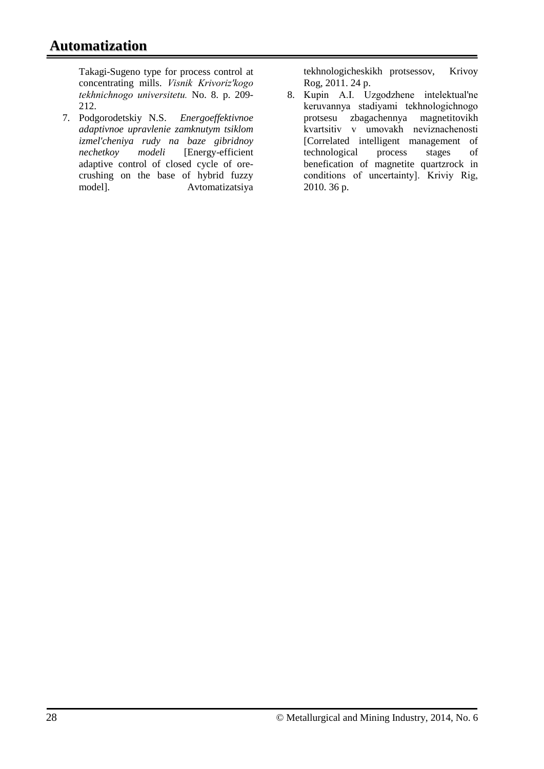Takagi-Sugeno type for process control at concentrating mills. *Visnik Krivoriz'kogo tekhnichnogo universitetu.* No. 8. p. 209-212.

7. Podgorodetskiy N.S. *Energoeffektivnoe adaptivnoe upravlenie zamknutym tsiklom izmel'cheniya rudy na baze gibridnoy nechetkoy modeli* [Energy-efficient adaptive control of closed cycle of ore-crushing on the base of hybrid fuzzy model]. Avtomatizatsiya tekhnologicheskikh protsessov, Krivoy Rog, 2011. 24 p.
8. Kupin A.I. Uzgodzhene intelektual'ne keruvannya stadiyami tekhnologichnogo protsesu zbagachennya magnetitovikh kvartsitiv v umovakh neviznachenosti [Correlated intelligent management of technological process stages of benefication of magnetite quartzrock in conditions of uncertainty]. Kriviy Rig, 2010. 36 p.